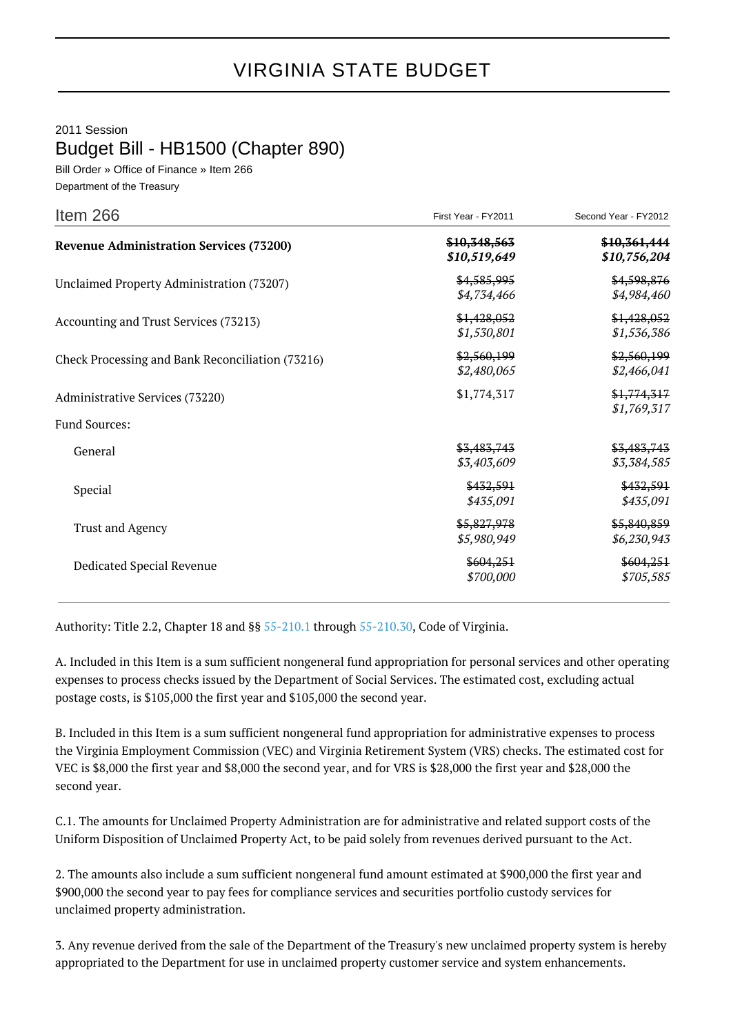# VIRGINIA STATE BUDGET

2011 Session

## Budget Bill - HB1500 (Chapter 890)

Bill Order » Office of Finance » Item 266

Department of the Treasury

| Item 266 | First Year - FY2011 | Second Year - FY2012 |
|---|---|---|
| **Revenue Administration Services (73200)** | ~~$10,348,563~~ *$10,519,649* | ~~$10,361,444~~ *$10,756,204* |
| Unclaimed Property Administration (73207) | ~~$4,585,995~~ *$4,734,466* | ~~$4,598,876~~ *$4,984,460* |
| Accounting and Trust Services (73213) | ~~$1,428,052~~ *$1,530,801* | ~~$1,428,052~~ *$1,536,386* |
| Check Processing and Bank Reconciliation (73216) | ~~$2,560,199~~ *$2,480,065* | ~~$2,560,199~~ *$2,466,041* |
| Administrative Services (73220) | $1,774,317 | ~~$1,774,317~~ *$1,769,317* |
| Fund Sources: | | |
| General | ~~$3,483,743~~ *$3,403,609* | ~~$3,483,743~~ *$3,384,585* |
| Special | ~~$432,591~~ *$435,091* | ~~$432,591~~ *$435,091* |
| Trust and Agency | ~~$5,827,978~~ *$5,980,949* | ~~$5,840,859~~ *$6,230,943* |
| Dedicated Special Revenue | ~~$604,251~~ *$700,000* | ~~$604,251~~ *$705,585* |

Authority: Title 2.2, Chapter 18 and §§ 55-210.1 through 55-210.30, Code of Virginia.

A. Included in this Item is a sum sufficient nongeneral fund appropriation for personal services and other operating expenses to process checks issued by the Department of Social Services. The estimated cost, excluding actual postage costs, is $105,000 the first year and $105,000 the second year.

B. Included in this Item is a sum sufficient nongeneral fund appropriation for administrative expenses to process the Virginia Employment Commission (VEC) and Virginia Retirement System (VRS) checks. The estimated cost for VEC is $8,000 the first year and $8,000 the second year, and for VRS is $28,000 the first year and $28,000 the second year.

C.1. The amounts for Unclaimed Property Administration are for administrative and related support costs of the Uniform Disposition of Unclaimed Property Act, to be paid solely from revenues derived pursuant to the Act.

2. The amounts also include a sum sufficient nongeneral fund amount estimated at $900,000 the first year and $900,000 the second year to pay fees for compliance services and securities portfolio custody services for unclaimed property administration.

3. Any revenue derived from the sale of the Department of the Treasury's new unclaimed property system is hereby appropriated to the Department for use in unclaimed property customer service and system enhancements.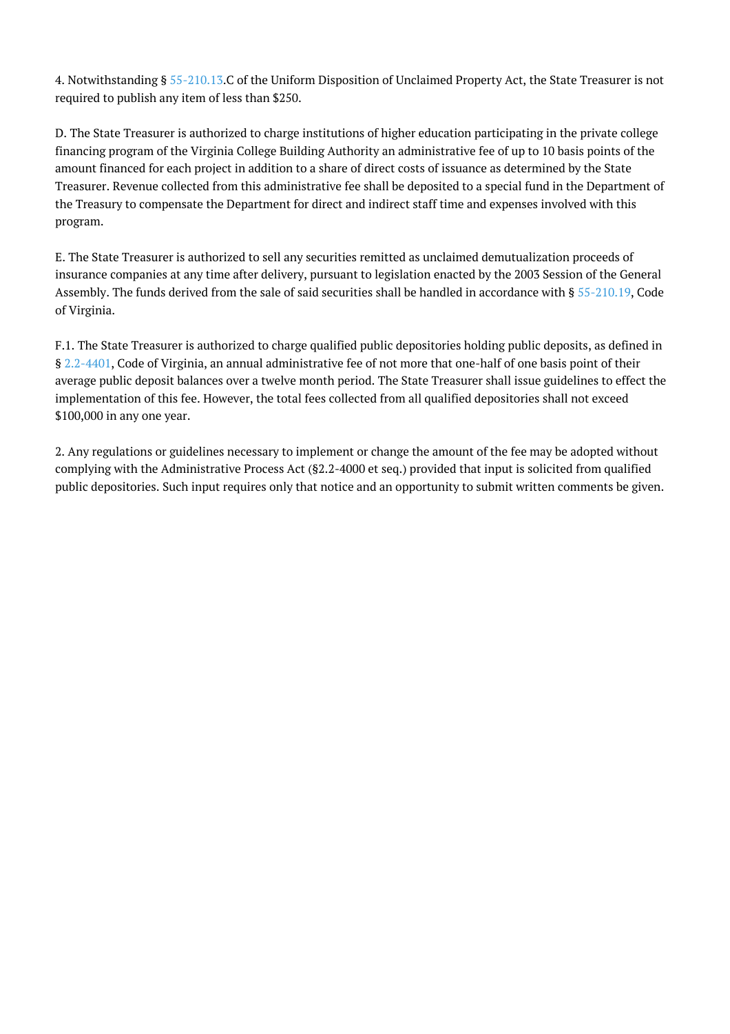4. Notwithstanding § 55-210.13.C of the Uniform Disposition of Unclaimed Property Act, the State Treasurer is not required to publish any item of less than $250.

D. The State Treasurer is authorized to charge institutions of higher education participating in the private college financing program of the Virginia College Building Authority an administrative fee of up to 10 basis points of the amount financed for each project in addition to a share of direct costs of issuance as determined by the State Treasurer. Revenue collected from this administrative fee shall be deposited to a special fund in the Department of the Treasury to compensate the Department for direct and indirect staff time and expenses involved with this program.

E. The State Treasurer is authorized to sell any securities remitted as unclaimed demutualization proceeds of insurance companies at any time after delivery, pursuant to legislation enacted by the 2003 Session of the General Assembly. The funds derived from the sale of said securities shall be handled in accordance with § 55-210.19, Code of Virginia.

F.1. The State Treasurer is authorized to charge qualified public depositories holding public deposits, as defined in § 2.2-4401, Code of Virginia, an annual administrative fee of not more that one-half of one basis point of their average public deposit balances over a twelve month period. The State Treasurer shall issue guidelines to effect the implementation of this fee. However, the total fees collected from all qualified depositories shall not exceed $100,000 in any one year.

2. Any regulations or guidelines necessary to implement or change the amount of the fee may be adopted without complying with the Administrative Process Act (§2.2-4000 et seq.) provided that input is solicited from qualified public depositories. Such input requires only that notice and an opportunity to submit written comments be given.